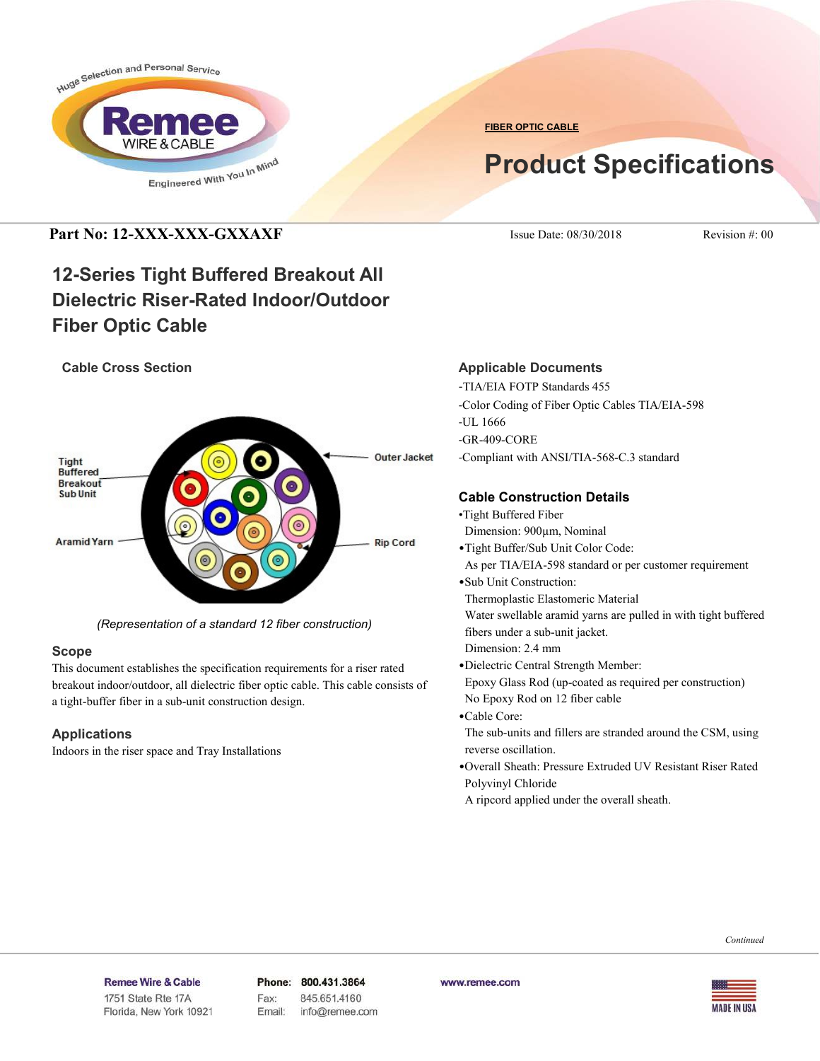FIBER OPTIC CABLE

# Product Specifications

**Part No: 12-XXX-XXX-GXXAXF** Issue Date: 08/30/2018 Revision #: 00

## 12-Series Tight Buffered Breakout All Dielectric Riser-Rated Indoor/Outdoor Fiber Optic Cable

### Cable Cross Section

Tight Buffered Breakout Sub Unit

Aramid Yarn

Outer Jacket

Rip Cord

*(Representation of a standard 12 fiber construction)*

### Scope

This document establishes the specification requirements for a riser rated breakout indoor/outdoor, all dielectric fiber optic cable. This cable consists of a tight-buffer fiber in a sub-unit construction design.

### Applications

Indoors in the riser space and Tray Installations

### Applicable Documents

-TIA/EIA FOTP Standards 455

-Color Coding of Fiber Optic Cables TIA/EIA-598

-UL 1666

-GR-409-CORE

-Compliant with ANSI/TIA-568-C.3 standard

### Cable Construction Details

- Tight Buffered Fiber
  Dimension: 900µm, Nominal
- Tight Buffer/Sub Unit Color Code:
  As per TIA/EIA-598 standard or per customer requirement
- Sub Unit Construction:
  Thermoplastic Elastomeric Material
  Water swellable aramid yarns are pulled in with tight buffered fibers under a sub-unit jacket.
  Dimension: 2.4 mm
- Dielectric Central Strength Member:
  Epoxy Glass Rod (up-coated as required per construction)
  No Epoxy Rod on 12 fiber cable
- Cable Core:
  The sub-units and fillers are stranded around the CSM, using reverse oscillation.
- Overall Sheath: Pressure Extruded UV Resistant Riser Rated Polyvinyl Chloride
  A ripcord applied under the overall sheath.

*Continued*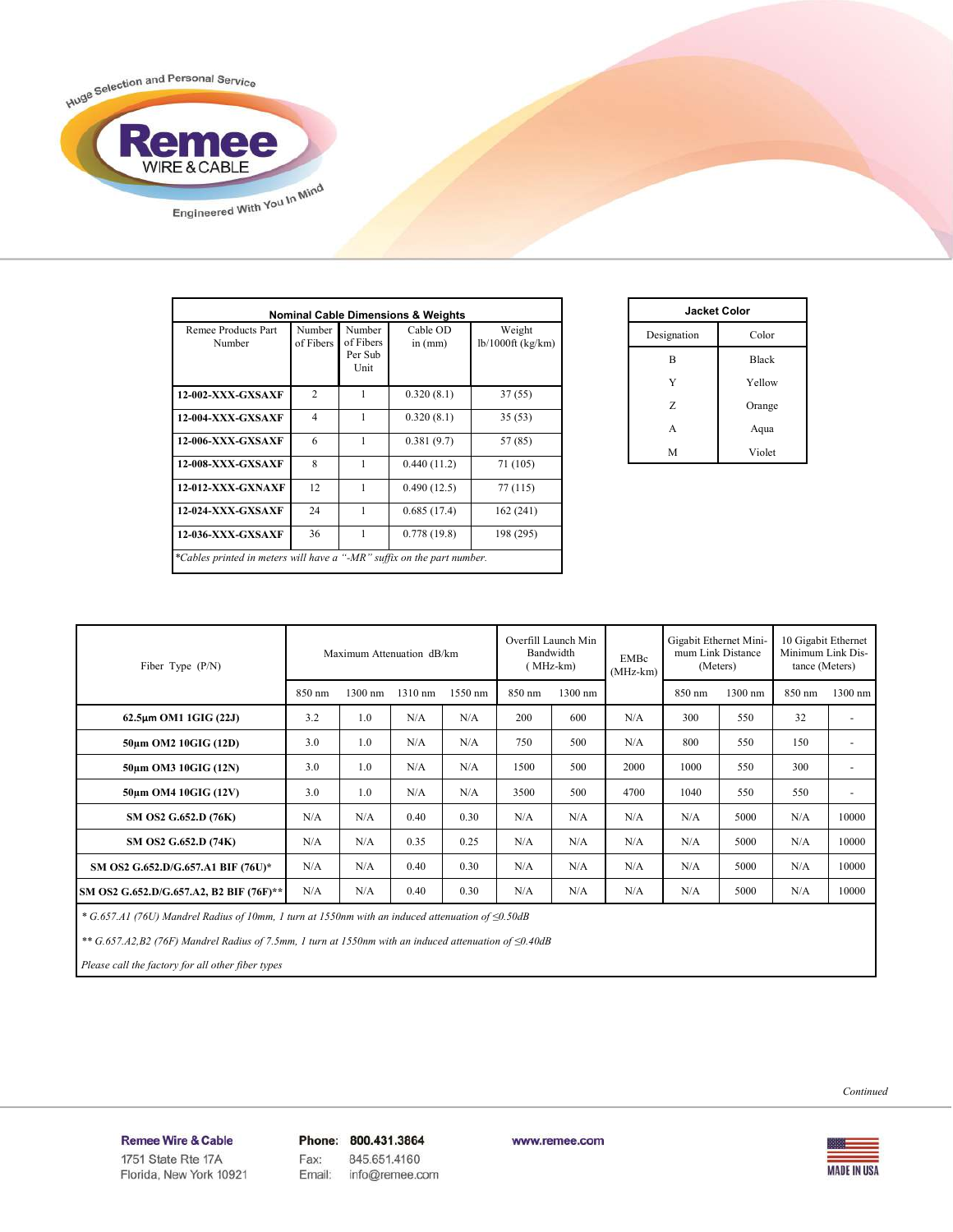| Nominal Cable Dimensions & Weights | | | | |
|---|---|---|---|---|
| Remee Products Part Number | Number of Fibers | Number of Fibers Per Sub Unit | Cable OD in (mm) | Weight lb/1000ft (kg/km) |
| **12-002-XXX-GXSAXF** | 2 | 1 | 0.320 (8.1) | 37 (55) |
| **12-004-XXX-GXSAXF** | 4 | 1 | 0.320 (8.1) | 35 (53) |
| **12-006-XXX-GXSAXF** | 6 | 1 | 0.381 (9.7) | 57 (85) |
| **12-008-XXX-GXSAXF** | 8 | 1 | 0.440 (11.2) | 71 (105) |
| **12-012-XXX-GXNAXF** | 12 | 1 | 0.490 (12.5) | 77 (115) |
| **12-024-XXX-GXSAXF** | 24 | 1 | 0.685 (17.4) | 162 (241) |
| **12-036-XXX-GXSAXF** | 36 | 1 | 0.778 (19.8) | 198 (295) |

*\*Cables printed in meters will have a "-MR" suffix on the part number.*

| Jacket Color | |
|---|---|
| Designation | Color |
| B | Black |
| Y | Yellow |
| Z | Orange |
| A | Aqua |
| M | Violet |

| Fiber Type (P/N) | Maximum Attenuation dB/km | | | | Overfill Launch Min Bandwidth ( MHz-km) | | EMBc (MHz-km) | Gigabit Ethernet Minimum Link Distance (Meters) | | 10 Gigabit Ethernet Minimum Link Distance (Meters) | |
|---|---|---|---|---|---|---|---|---|---|---|---|
| | 850 nm | 1300 nm | 1310 nm | 1550 nm | 850 nm | 1300 nm | | 850 nm | 1300 nm | 850 nm | 1300 nm |
| **62.5µm OM1 1GIG (22J)** | 3.2 | 1.0 | N/A | N/A | 200 | 600 | N/A | 300 | 550 | 32 | - |
| **50µm OM2 10GIG (12D)** | 3.0 | 1.0 | N/A | N/A | 750 | 500 | N/A | 800 | 550 | 150 | - |
| **50µm OM3 10GIG (12N)** | 3.0 | 1.0 | N/A | N/A | 1500 | 500 | 2000 | 1000 | 550 | 300 | - |
| **50µm OM4 10GIG (12V)** | 3.0 | 1.0 | N/A | N/A | 3500 | 500 | 4700 | 1040 | 550 | 550 | - |
| **SM OS2 G.652.D (76K)** | N/A | N/A | 0.40 | 0.30 | N/A | N/A | N/A | N/A | 5000 | N/A | 10000 |
| **SM OS2 G.652.D (74K)** | N/A | N/A | 0.35 | 0.25 | N/A | N/A | N/A | N/A | 5000 | N/A | 10000 |
| **SM OS2 G.652.D/G.657.A1 BIF (76U)*** | N/A | N/A | 0.40 | 0.30 | N/A | N/A | N/A | N/A | 5000 | N/A | 10000 |
| **SM OS2 G.652.D/G.657.A2, B2 BIF (76F)**** | N/A | N/A | 0.40 | 0.30 | N/A | N/A | N/A | N/A | 5000 | N/A | 10000 |

*\* G.657.A1 (76U) Mandrel Radius of 10mm, 1 turn at 1550nm with an induced attenuation of ≤0.50dB*

*\*\* G.657.A2,B2 (76F) Mandrel Radius of 7.5mm, 1 turn at 1550nm with an induced attenuation of ≤0.40dB*

*Please call the factory for all other fiber types*

*Continued*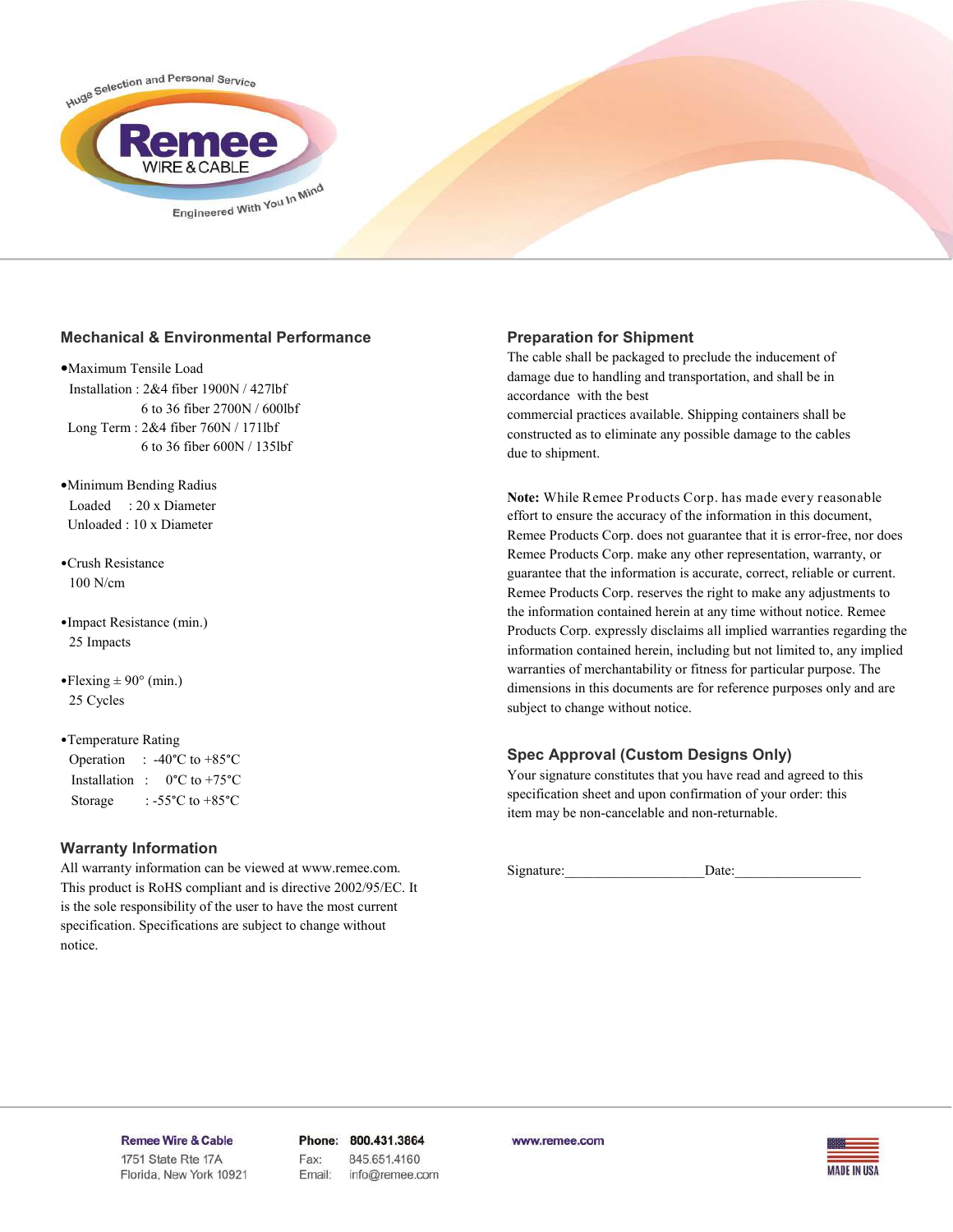## Mechanical & Environmental Performance

- Maximum Tensile Load
  - Installation : 2&4 fiber 1900N / 427lbf
  - 6 to 36 fiber 2700N / 600lbf
  - Long Term : 2&4 fiber 760N / 171lbf
  - 6 to 36 fiber 600N / 135lbf

- Minimum Bending Radius
  - Loaded : 20 x Diameter
  - Unloaded : 10 x Diameter

- Crush Resistance
  - 100 N/cm

- Impact Resistance (min.)
  - 25 Impacts

- Flexing ± 90° (min.)
  - 25 Cycles

- Temperature Rating
  - Operation : -40°C to +85°C
  - Installation : 0°C to +75°C
  - Storage : -55°C to +85°C

## Warranty Information

All warranty information can be viewed at www.remee.com. This product is RoHS compliant and is directive 2002/95/EC. It is the sole responsibility of the user to have the most current specification. Specifications are subject to change without notice.

## Preparation for Shipment

The cable shall be packaged to preclude the inducement of damage due to handling and transportation, and shall be in accordance with the best commercial practices available. Shipping containers shall be constructed as to eliminate any possible damage to the cables due to shipment.

**Note:** While Remee Products Corp. has made every reasonable effort to ensure the accuracy of the information in this document, Remee Products Corp. does not guarantee that it is error-free, nor does Remee Products Corp. make any other representation, warranty, or guarantee that the information is accurate, correct, reliable or current. Remee Products Corp. reserves the right to make any adjustments to the information contained herein at any time without notice. Remee Products Corp. expressly disclaims all implied warranties regarding the information contained herein, including but not limited to, any implied warranties of merchantability or fitness for particular purpose. The dimensions in this documents are for reference purposes only and are subject to change without notice.

## Spec Approval (Custom Designs Only)

Your signature constitutes that you have read and agreed to this specification sheet and upon confirmation of your order: this item may be non-cancelable and non-returnable.

Signature:____________________Date:__________________